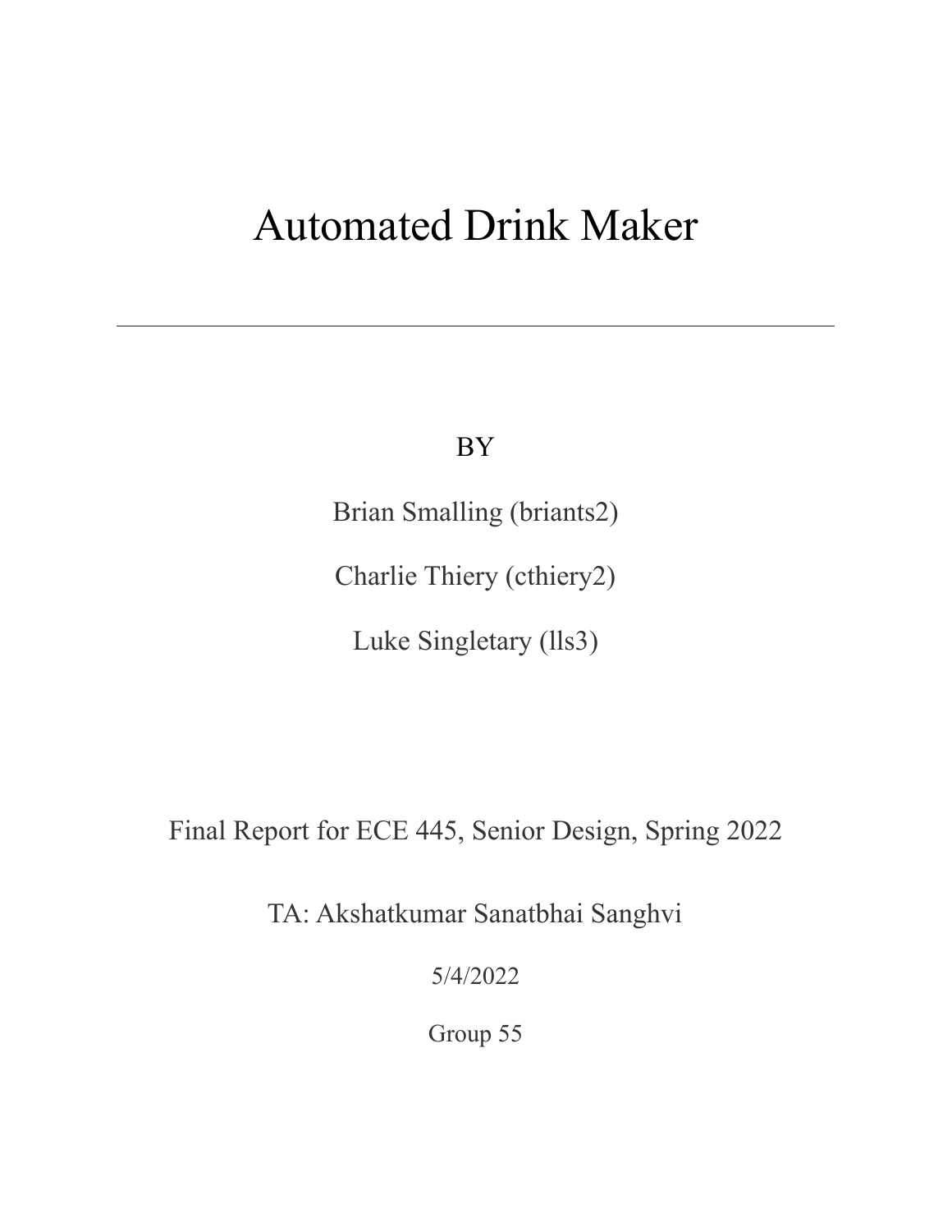# Automated Drink Maker

---

BY

Brian Smalling (briants2)

Charlie Thiery (cthiery2)

Luke Singletary (lls3)

Final Report for ECE 445, Senior Design, Spring 2022

TA: Akshatkumar Sanatbhai Sanghvi

5/4/2022

Group 55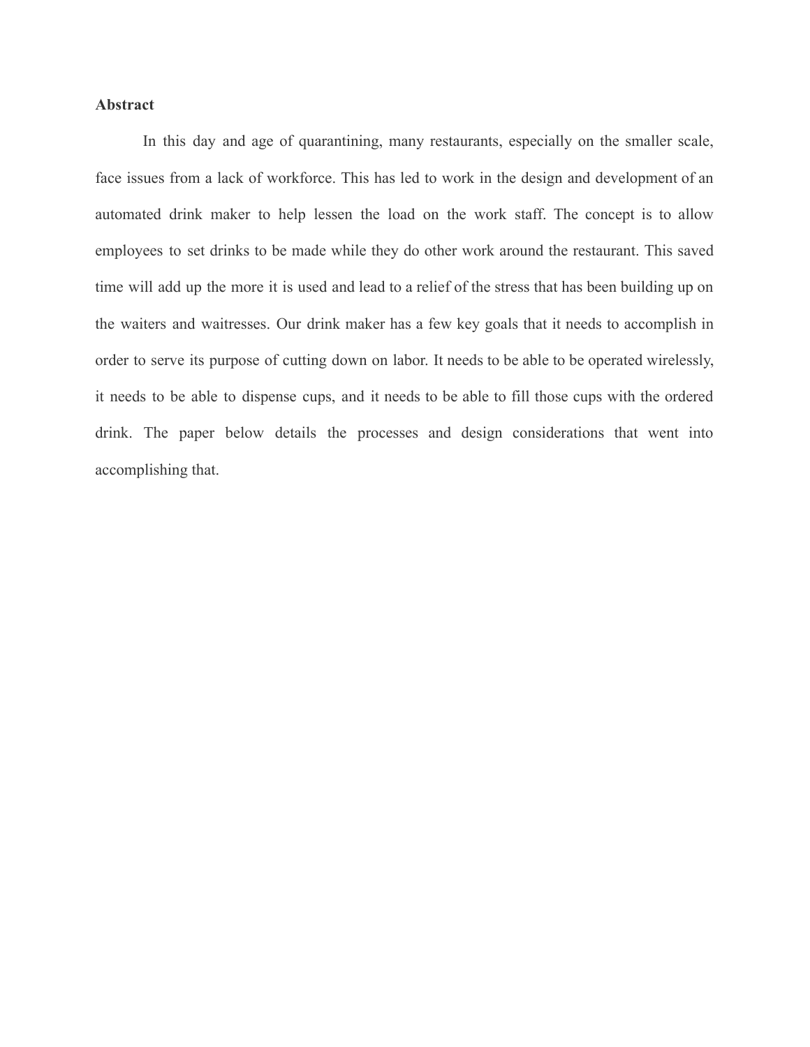## Abstract

In this day and age of quarantining, many restaurants, especially on the smaller scale, face issues from a lack of workforce. This has led to work in the design and development of an automated drink maker to help lessen the load on the work staff. The concept is to allow employees to set drinks to be made while they do other work around the restaurant. This saved time will add up the more it is used and lead to a relief of the stress that has been building up on the waiters and waitresses. Our drink maker has a few key goals that it needs to accomplish in order to serve its purpose of cutting down on labor. It needs to be able to be operated wirelessly, it needs to be able to dispense cups, and it needs to be able to fill those cups with the ordered drink. The paper below details the processes and design considerations that went into accomplishing that.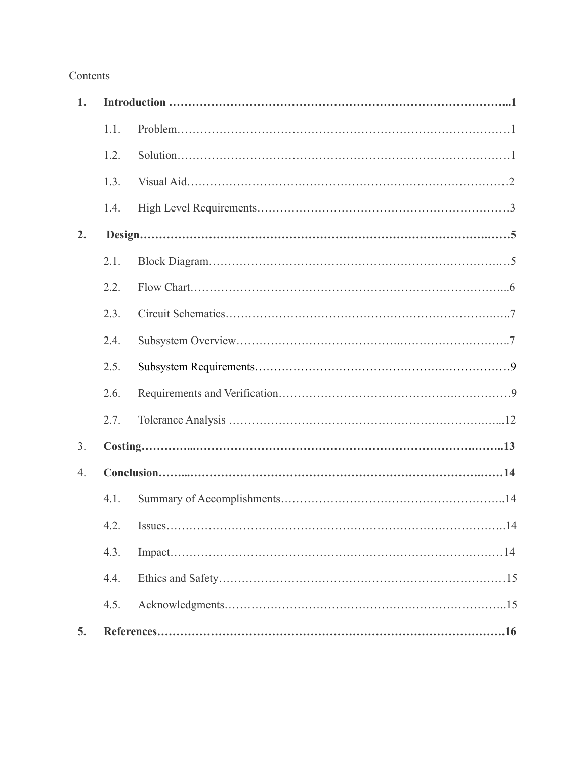Contents

| | | | |
|---|---|---|---|
| **1.** | **Introduction** | | **1** |
| | 1.1. | Problem | 1 |
| | 1.2. | Solution | 1 |
| | 1.3. | Visual Aid | 2 |
| | 1.4. | High Level Requirements | 3 |
| **2.** | **Design** | | **5** |
| | 2.1. | Block Diagram | 5 |
| | 2.2. | Flow Chart | 6 |
| | 2.3. | Circuit Schematics | 7 |
| | 2.4. | Subsystem Overview | 7 |
| | 2.5. | Subsystem Requirements | 9 |
| | 2.6. | Requirements and Verification | 9 |
| | 2.7. | Tolerance Analysis | 12 |
| 3. | **Costing** | | **13** |
| 4. | **Conclusion** | | **14** |
| | 4.1. | Summary of Accomplishments | 14 |
| | 4.2. | Issues | 14 |
| | 4.3. | Impact | 14 |
| | 4.4. | Ethics and Safety | 15 |
| | 4.5. | Acknowledgments | 15 |
| **5.** | **References** | | **16** |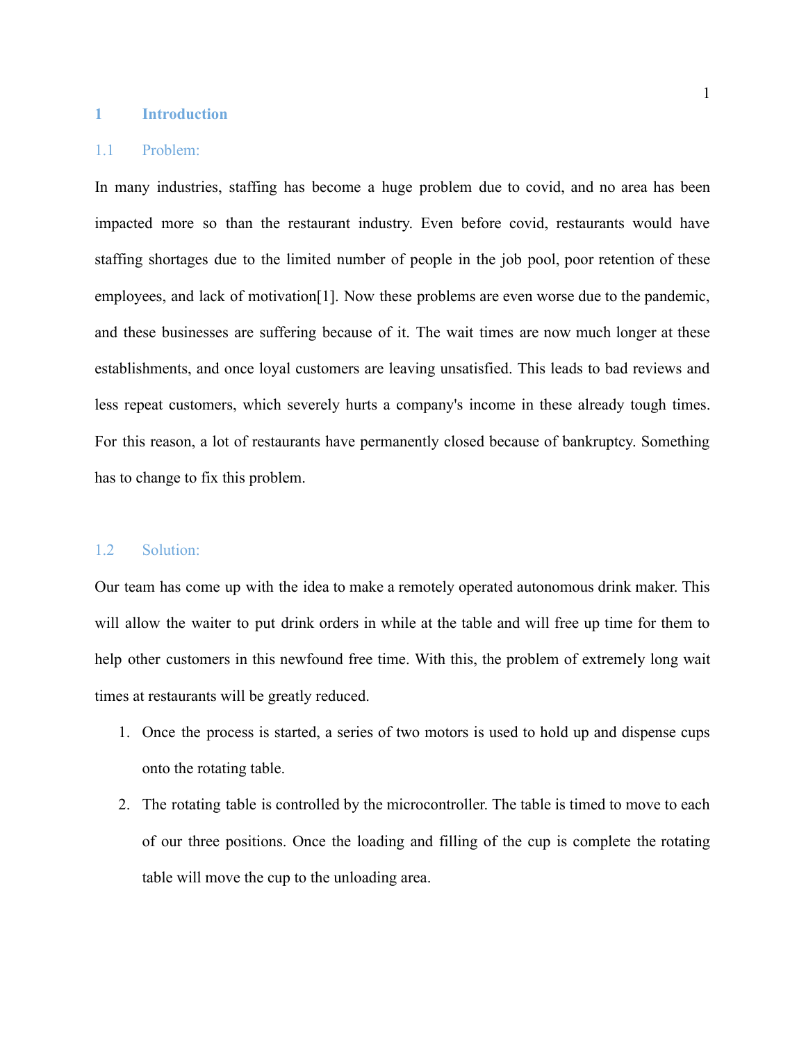# 1 Introduction

## 1.1 Problem:

In many industries, staffing has become a huge problem due to covid, and no area has been impacted more so than the restaurant industry. Even before covid, restaurants would have staffing shortages due to the limited number of people in the job pool, poor retention of these employees, and lack of motivation[1]. Now these problems are even worse due to the pandemic, and these businesses are suffering because of it. The wait times are now much longer at these establishments, and once loyal customers are leaving unsatisfied. This leads to bad reviews and less repeat customers, which severely hurts a company's income in these already tough times. For this reason, a lot of restaurants have permanently closed because of bankruptcy. Something has to change to fix this problem.

## 1.2 Solution:

Our team has come up with the idea to make a remotely operated autonomous drink maker. This will allow the waiter to put drink orders in while at the table and will free up time for them to help other customers in this newfound free time. With this, the problem of extremely long wait times at restaurants will be greatly reduced.

1. Once the process is started, a series of two motors is used to hold up and dispense cups onto the rotating table.
2. The rotating table is controlled by the microcontroller. The table is timed to move to each of our three positions. Once the loading and filling of the cup is complete the rotating table will move the cup to the unloading area.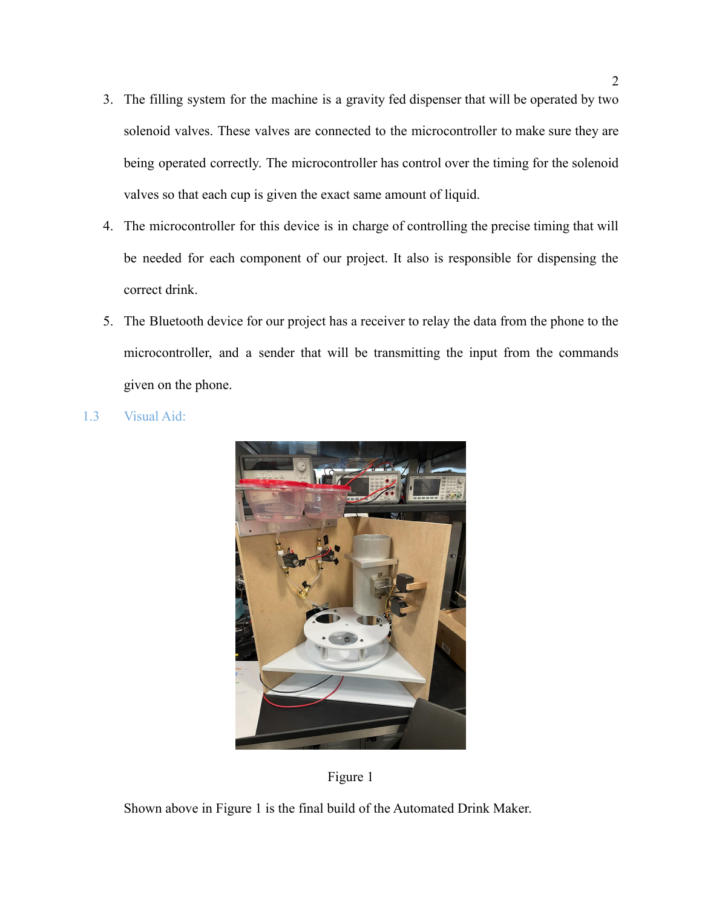3. The filling system for the machine is a gravity fed dispenser that will be operated by two solenoid valves. These valves are connected to the microcontroller to make sure they are being operated correctly. The microcontroller has control over the timing for the solenoid valves so that each cup is given the exact same amount of liquid.
4. The microcontroller for this device is in charge of controlling the precise timing that will be needed for each component of our project. It also is responsible for dispensing the correct drink.
5. The Bluetooth device for our project has a receiver to relay the data from the phone to the microcontroller, and a sender that will be transmitting the input from the commands given on the phone.

## 1.3 Visual Aid:

Figure 1

Shown above in Figure 1 is the final build of the Automated Drink Maker.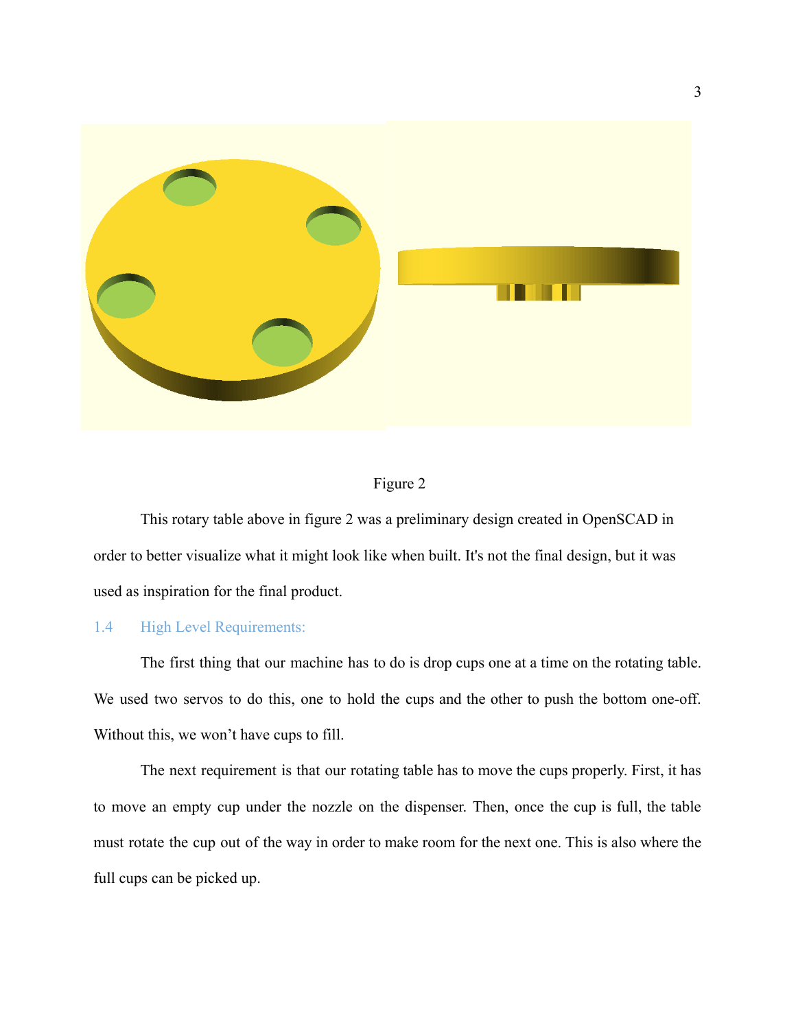Figure 2

This rotary table above in figure 2 was a preliminary design created in OpenSCAD in order to better visualize what it might look like when built. It's not the final design, but it was used as inspiration for the final product.

## 1.4 High Level Requirements:

The first thing that our machine has to do is drop cups one at a time on the rotating table. We used two servos to do this, one to hold the cups and the other to push the bottom one-off. Without this, we won't have cups to fill.

The next requirement is that our rotating table has to move the cups properly. First, it has to move an empty cup under the nozzle on the dispenser. Then, once the cup is full, the table must rotate the cup out of the way in order to make room for the next one. This is also where the full cups can be picked up.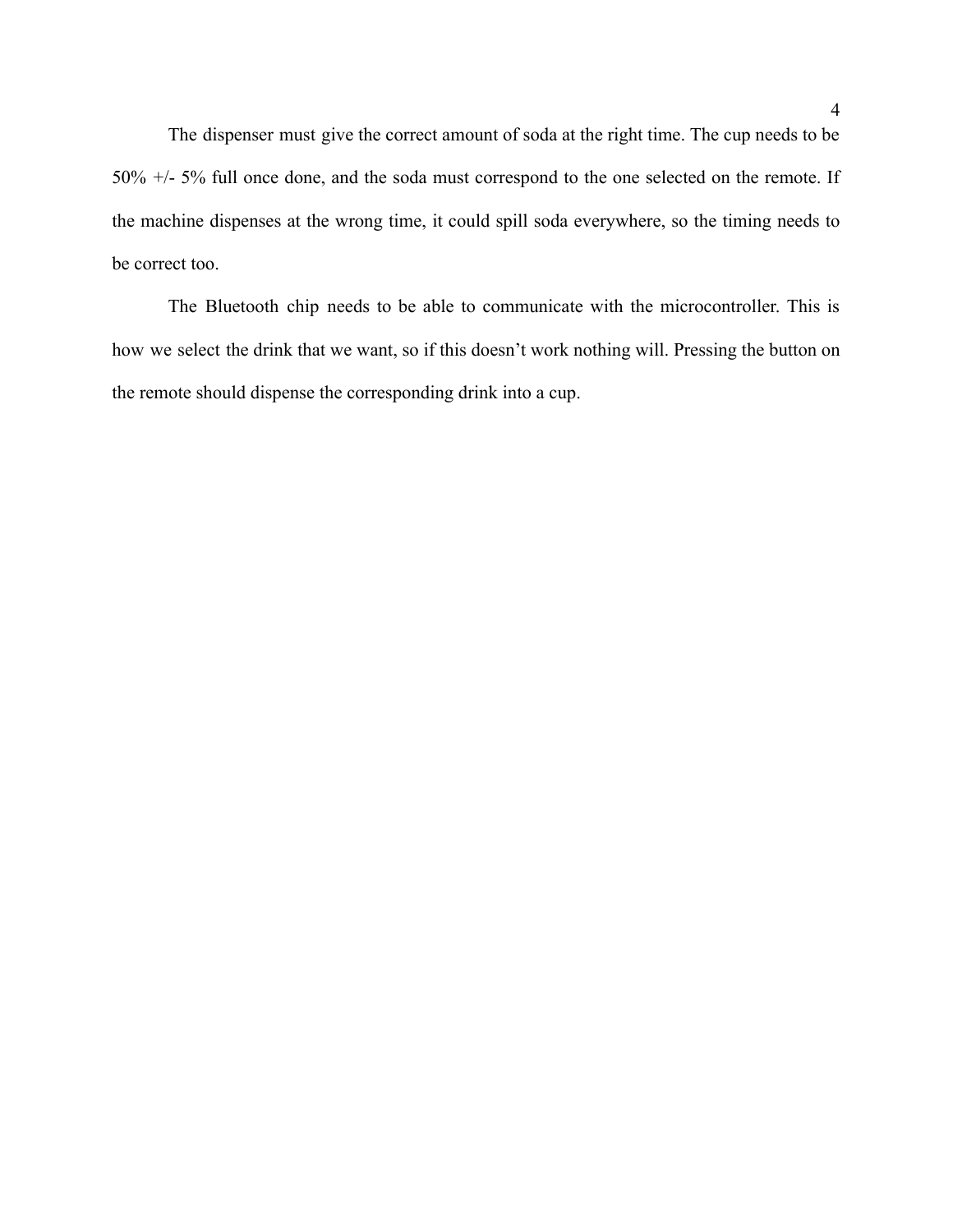The dispenser must give the correct amount of soda at the right time. The cup needs to be 50% +/- 5% full once done, and the soda must correspond to the one selected on the remote. If the machine dispenses at the wrong time, it could spill soda everywhere, so the timing needs to be correct too.

The Bluetooth chip needs to be able to communicate with the microcontroller. This is how we select the drink that we want, so if this doesn't work nothing will. Pressing the button on the remote should dispense the corresponding drink into a cup.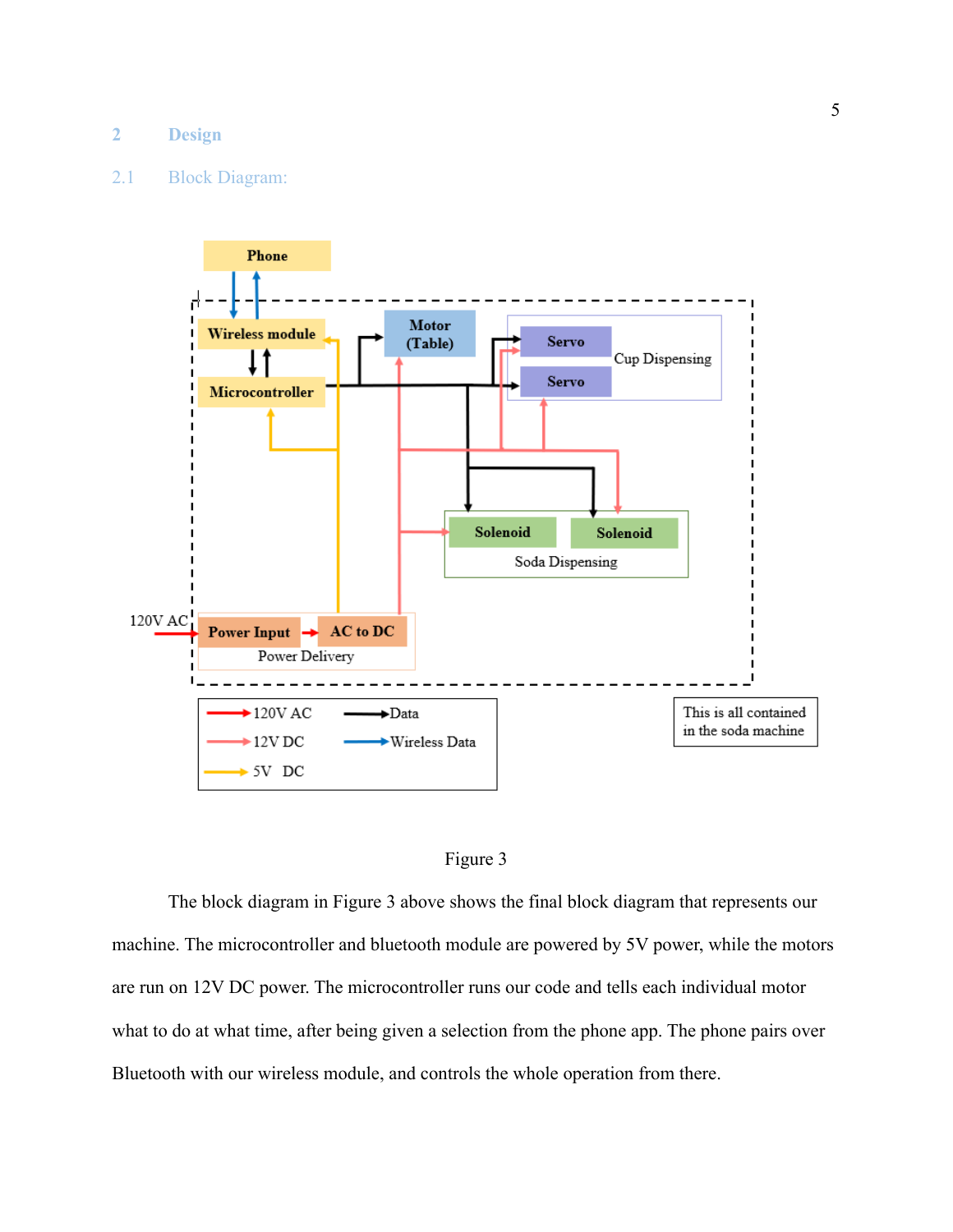## 2 Design

### 2.1 Block Diagram:

Figure 3

The block diagram in Figure 3 above shows the final block diagram that represents our machine. The microcontroller and bluetooth module are powered by 5V power, while the motors are run on 12V DC power. The microcontroller runs our code and tells each individual motor what to do at what time, after being given a selection from the phone app. The phone pairs over Bluetooth with our wireless module, and controls the whole operation from there.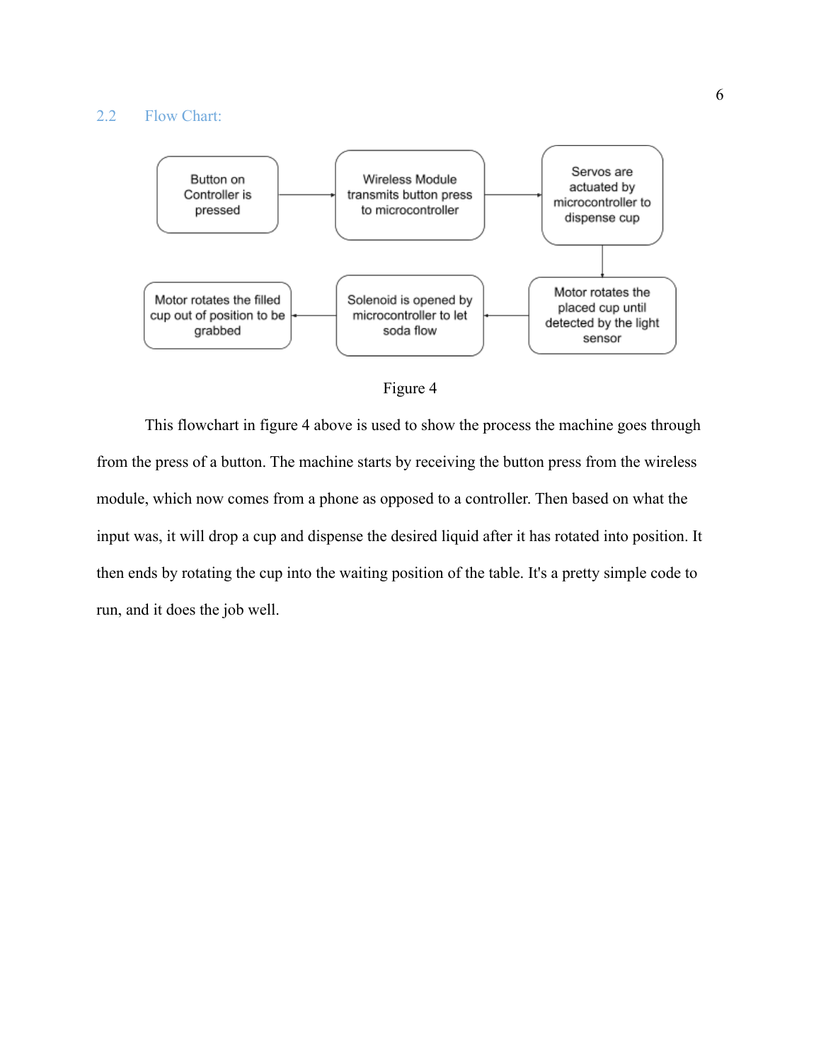### 2.2 Flow Chart:

Button on Controller is pressed → Wireless Module transmits button press to microcontroller → Servos are actuated by microcontroller to dispense cup → Motor rotates the placed cup until detected by the light sensor → Solenoid is opened by microcontroller to let soda flow → Motor rotates the filled cup out of position to be grabbed

Figure 4

This flowchart in figure 4 above is used to show the process the machine goes through from the press of a button. The machine starts by receiving the button press from the wireless module, which now comes from a phone as opposed to a controller. Then based on what the input was, it will drop a cup and dispense the desired liquid after it has rotated into position. It then ends by rotating the cup into the waiting position of the table. It's a pretty simple code to run, and it does the job well.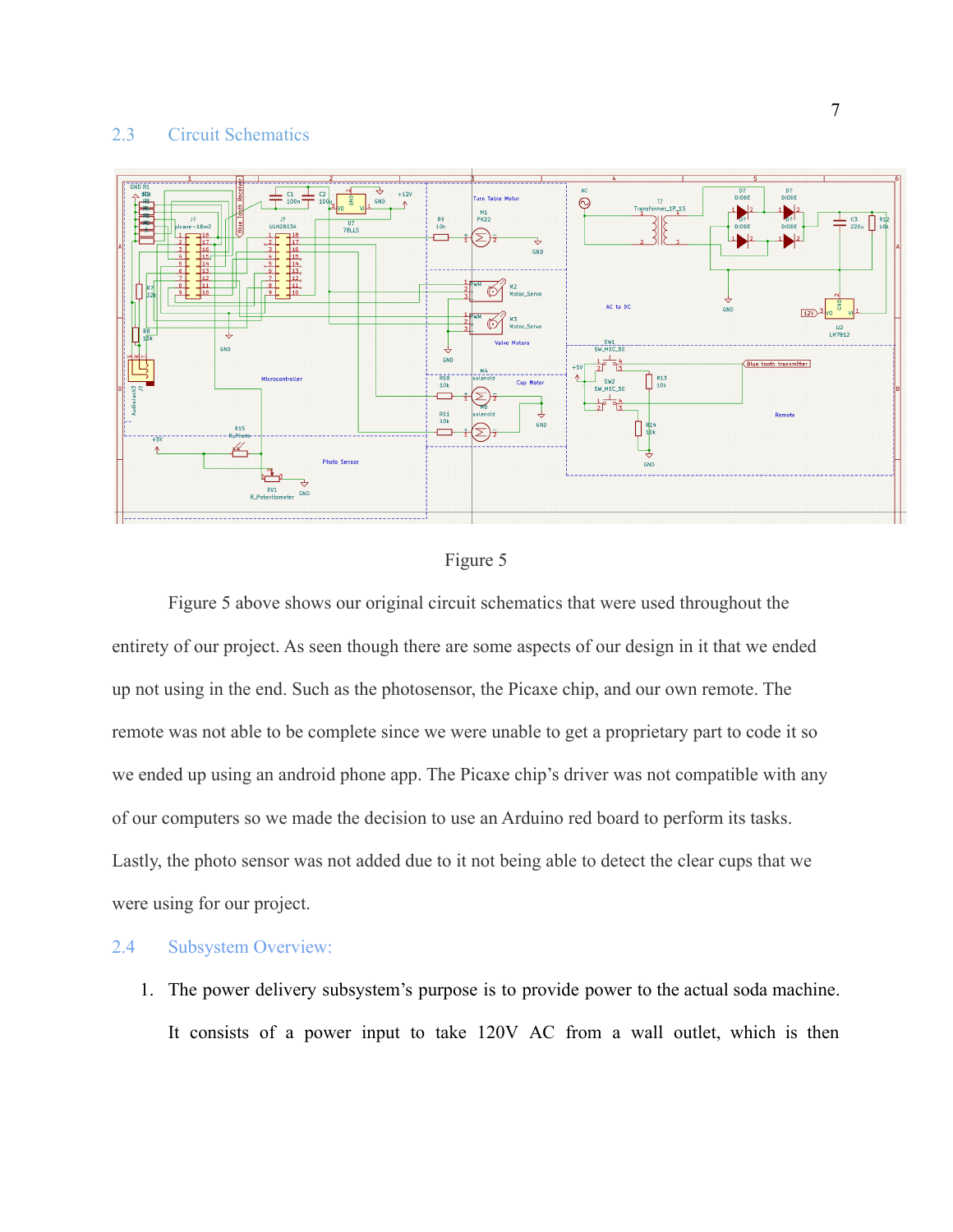## 2.3 Circuit Schematics

Figure 5

Figure 5 above shows our original circuit schematics that were used throughout the entirety of our project. As seen though there are some aspects of our design in it that we ended up not using in the end. Such as the photosensor, the Picaxe chip, and our own remote. The remote was not able to be complete since we were unable to get a proprietary part to code it so we ended up using an android phone app. The Picaxe chip's driver was not compatible with any of our computers so we made the decision to use an Arduino red board to perform its tasks. Lastly, the photo sensor was not added due to it not being able to detect the clear cups that we were using for our project.

## 2.4 Subsystem Overview:

1. The power delivery subsystem's purpose is to provide power to the actual soda machine. It consists of a power input to take 120V AC from a wall outlet, which is then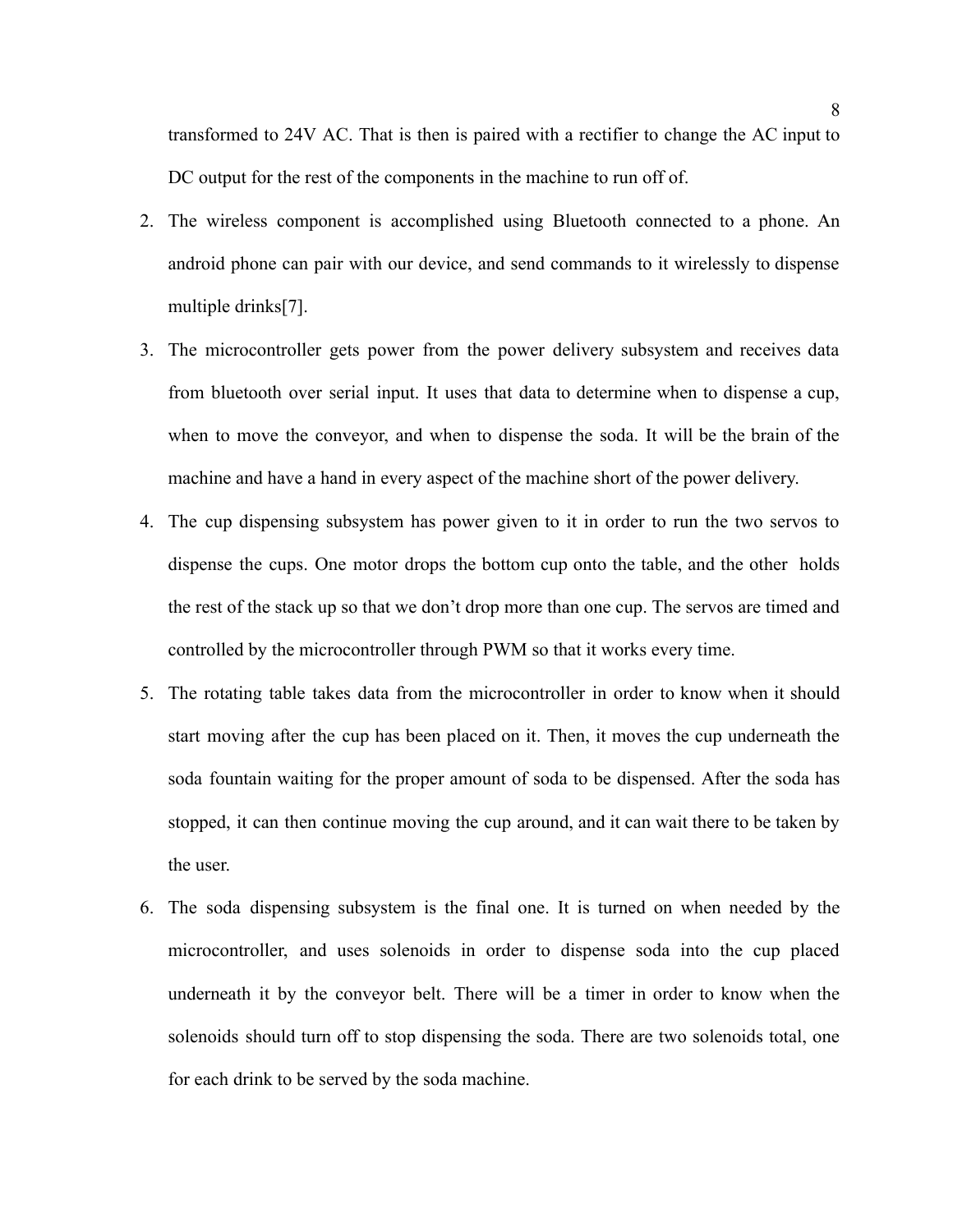transformed to 24V AC. That is then is paired with a rectifier to change the AC input to DC output for the rest of the components in the machine to run off of.

2. The wireless component is accomplished using Bluetooth connected to a phone. An android phone can pair with our device, and send commands to it wirelessly to dispense multiple drinks[7].
3. The microcontroller gets power from the power delivery subsystem and receives data from bluetooth over serial input. It uses that data to determine when to dispense a cup, when to move the conveyor, and when to dispense the soda. It will be the brain of the machine and have a hand in every aspect of the machine short of the power delivery.
4. The cup dispensing subsystem has power given to it in order to run the two servos to dispense the cups. One motor drops the bottom cup onto the table, and the other holds the rest of the stack up so that we don't drop more than one cup. The servos are timed and controlled by the microcontroller through PWM so that it works every time.
5. The rotating table takes data from the microcontroller in order to know when it should start moving after the cup has been placed on it. Then, it moves the cup underneath the soda fountain waiting for the proper amount of soda to be dispensed. After the soda has stopped, it can then continue moving the cup around, and it can wait there to be taken by the user.
6. The soda dispensing subsystem is the final one. It is turned on when needed by the microcontroller, and uses solenoids in order to dispense soda into the cup placed underneath it by the conveyor belt. There will be a timer in order to know when the solenoids should turn off to stop dispensing the soda. There are two solenoids total, one for each drink to be served by the soda machine.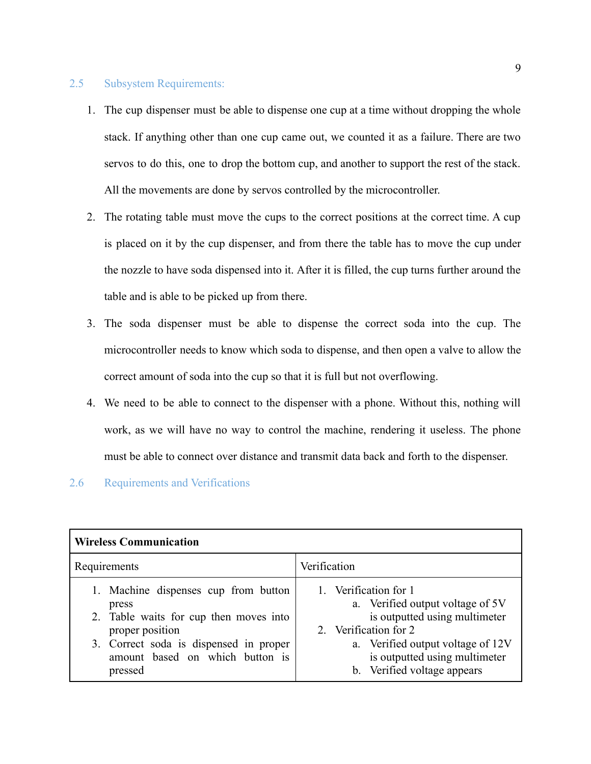## 2.5 Subsystem Requirements:

1. The cup dispenser must be able to dispense one cup at a time without dropping the whole stack. If anything other than one cup came out, we counted it as a failure. There are two servos to do this, one to drop the bottom cup, and another to support the rest of the stack. All the movements are done by servos controlled by the microcontroller.
2. The rotating table must move the cups to the correct positions at the correct time. A cup is placed on it by the cup dispenser, and from there the table has to move the cup under the nozzle to have soda dispensed into it. After it is filled, the cup turns further around the table and is able to be picked up from there.
3. The soda dispenser must be able to dispense the correct soda into the cup. The microcontroller needs to know which soda to dispense, and then open a valve to allow the correct amount of soda into the cup so that it is full but not overflowing.
4. We need to be able to connect to the dispenser with a phone. Without this, nothing will work, as we will have no way to control the machine, rendering it useless. The phone must be able to connect over distance and transmit data back and forth to the dispenser.

## 2.6 Requirements and Verifications

| **Wireless Communication** | |
|---|---|
| Requirements | Verification |
| 1. Machine dispenses cup from button press<br>2. Table waits for cup then moves into proper position<br>3. Correct soda is dispensed in proper amount based on which button is pressed | 1. Verification for 1<br>&nbsp;&nbsp;&nbsp;a. Verified output voltage of 5V is outputted using multimeter<br>2. Verification for 2<br>&nbsp;&nbsp;&nbsp;a. Verified output voltage of 12V is outputted using multimeter<br>&nbsp;&nbsp;&nbsp;b. Verified voltage appears |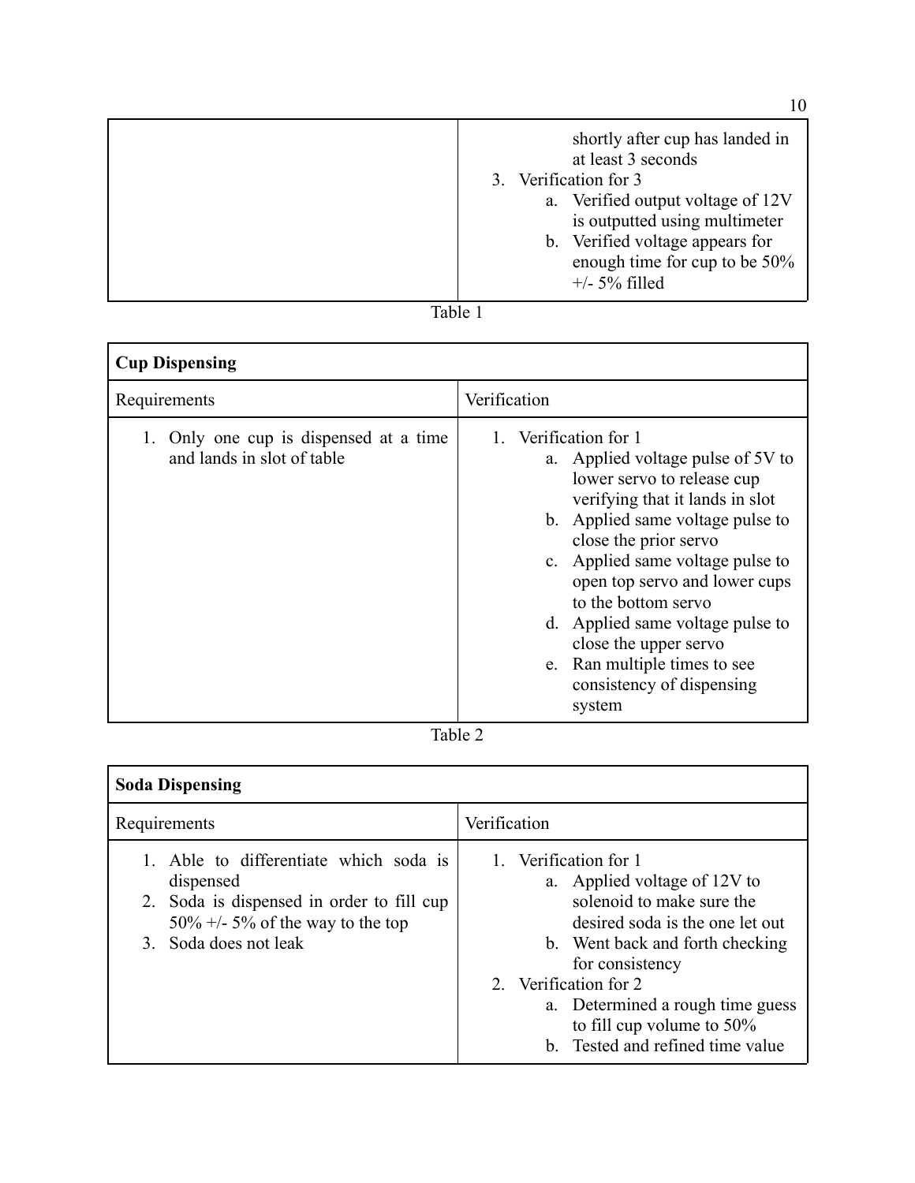| | |
|---|---|
| | shortly after cup has landed in at least 3 seconds<br>3. Verification for 3<br>a. Verified output voltage of 12V is outputted using multimeter<br>b. Verified voltage appears for enough time for cup to be 50% +/- 5% filled |

Table 1

| **Cup Dispensing** | |
|---|---|
| Requirements | Verification |
| 1. Only one cup is dispensed at a time and lands in slot of table | 1. Verification for 1<br>a. Applied voltage pulse of 5V to lower servo to release cup verifying that it lands in slot<br>b. Applied same voltage pulse to close the prior servo<br>c. Applied same voltage pulse to open top servo and lower cups to the bottom servo<br>d. Applied same voltage pulse to close the upper servo<br>e. Ran multiple times to see consistency of dispensing system |

Table 2

| **Soda Dispensing** | |
|---|---|
| Requirements | Verification |
| 1. Able to differentiate which soda is dispensed<br>2. Soda is dispensed in order to fill cup 50% +/- 5% of the way to the top<br>3. Soda does not leak | 1. Verification for 1<br>a. Applied voltage of 12V to solenoid to make sure the desired soda is the one let out<br>b. Went back and forth checking for consistency<br>2. Verification for 2<br>a. Determined a rough time guess to fill cup volume to 50%<br>b. Tested and refined time value |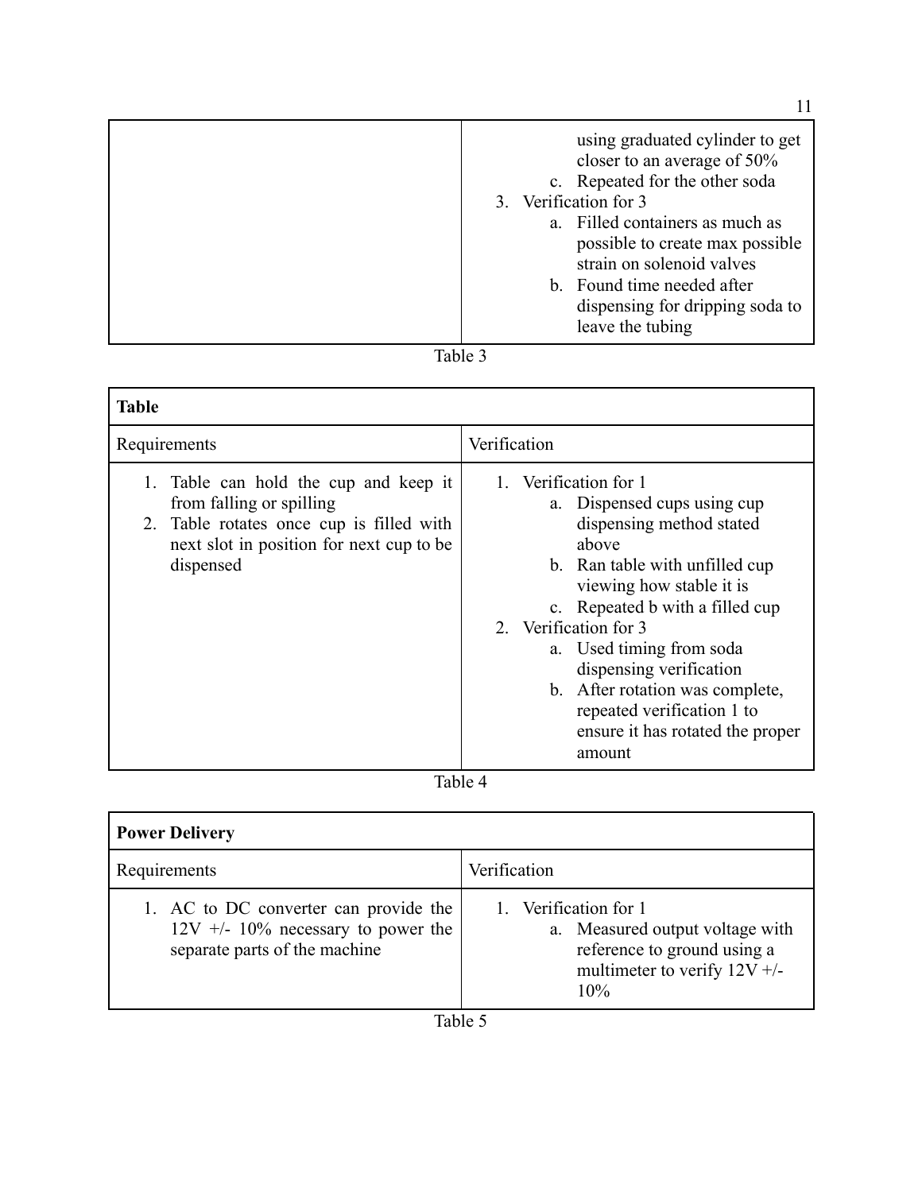| | |
|---|---|
| | using graduated cylinder to get closer to an average of 50%<br>c. Repeated for the other soda<br>3. Verification for 3<br>a. Filled containers as much as possible to create max possible strain on solenoid valves<br>b. Found time needed after dispensing for dripping soda to leave the tubing |

Table 3

| **Table** | |
|---|---|
| Requirements | Verification |
| 1. Table can hold the cup and keep it from falling or spilling<br>2. Table rotates once cup is filled with next slot in position for next cup to be dispensed | 1. Verification for 1<br>a. Dispensed cups using cup dispensing method stated above<br>b. Ran table with unfilled cup viewing how stable it is<br>c. Repeated b with a filled cup<br>2. Verification for 3<br>a. Used timing from soda dispensing verification<br>b. After rotation was complete, repeated verification 1 to ensure it has rotated the proper amount |

Table 4

| **Power Delivery** | |
|---|---|
| Requirements | Verification |
| 1. AC to DC converter can provide the 12V +/- 10% necessary to power the separate parts of the machine | 1. Verification for 1<br>a. Measured output voltage with reference to ground using a multimeter to verify 12V +/- 10% |

Table 5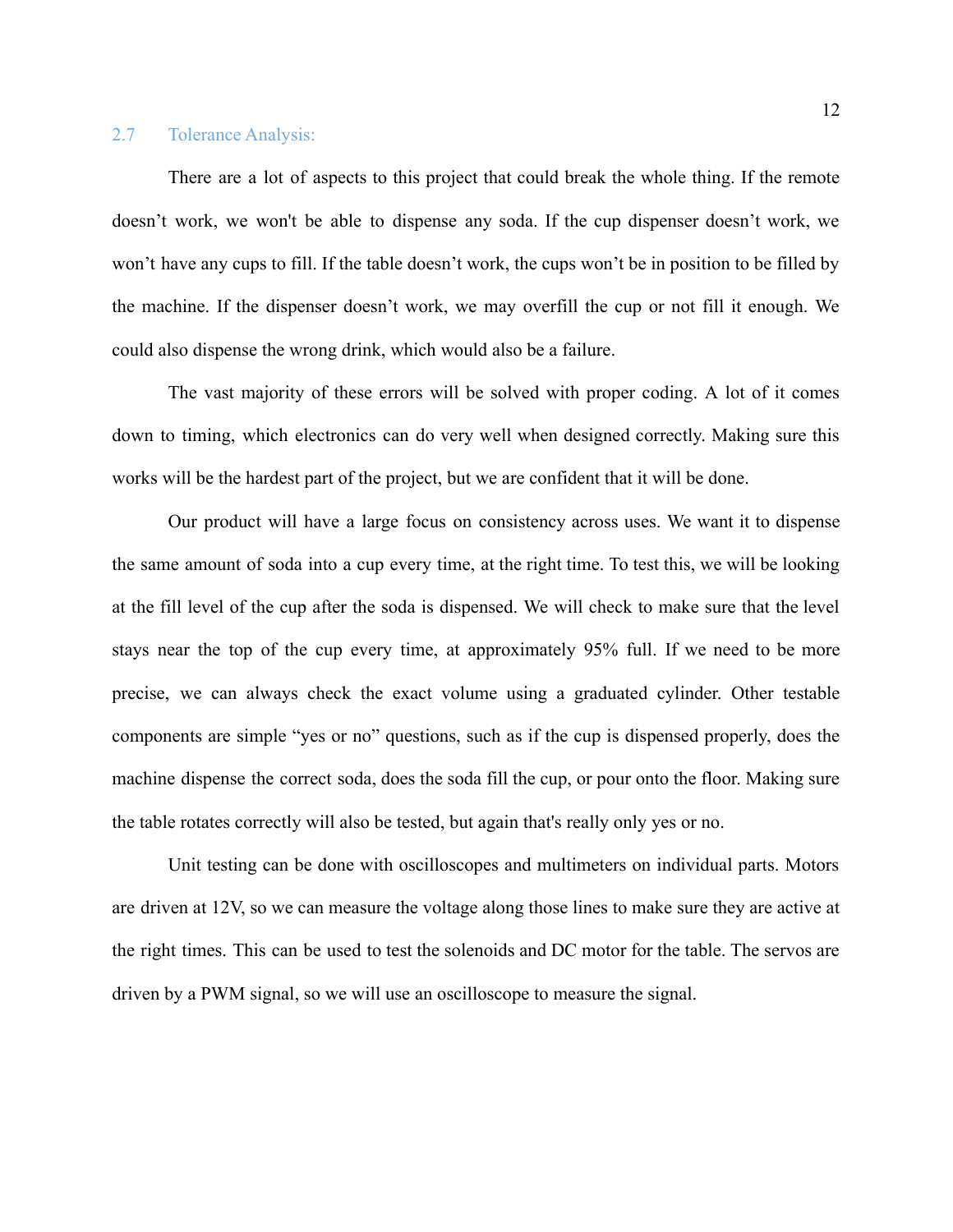## 2.7 Tolerance Analysis:

There are a lot of aspects to this project that could break the whole thing. If the remote doesn't work, we won't be able to dispense any soda. If the cup dispenser doesn't work, we won't have any cups to fill. If the table doesn't work, the cups won't be in position to be filled by the machine. If the dispenser doesn't work, we may overfill the cup or not fill it enough. We could also dispense the wrong drink, which would also be a failure.

The vast majority of these errors will be solved with proper coding. A lot of it comes down to timing, which electronics can do very well when designed correctly. Making sure this works will be the hardest part of the project, but we are confident that it will be done.

Our product will have a large focus on consistency across uses. We want it to dispense the same amount of soda into a cup every time, at the right time. To test this, we will be looking at the fill level of the cup after the soda is dispensed. We will check to make sure that the level stays near the top of the cup every time, at approximately 95% full. If we need to be more precise, we can always check the exact volume using a graduated cylinder. Other testable components are simple "yes or no" questions, such as if the cup is dispensed properly, does the machine dispense the correct soda, does the soda fill the cup, or pour onto the floor. Making sure the table rotates correctly will also be tested, but again that's really only yes or no.

Unit testing can be done with oscilloscopes and multimeters on individual parts. Motors are driven at 12V, so we can measure the voltage along those lines to make sure they are active at the right times. This can be used to test the solenoids and DC motor for the table. The servos are driven by a PWM signal, so we will use an oscilloscope to measure the signal.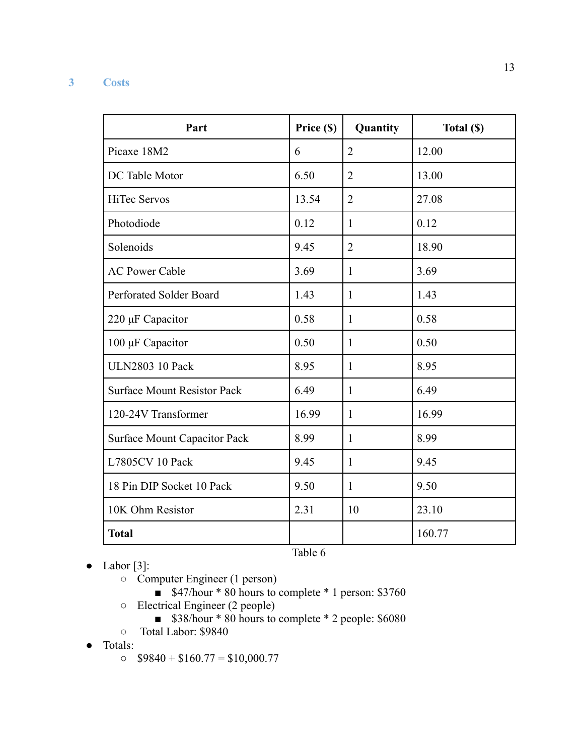# 3 Costs

| Part | Price ($) | Quantity | Total ($) |
|---|---|---|---|
| Picaxe 18M2 | 6 | 2 | 12.00 |
| DC Table Motor | 6.50 | 2 | 13.00 |
| HiTec Servos | 13.54 | 2 | 27.08 |
| Photodiode | 0.12 | 1 | 0.12 |
| Solenoids | 9.45 | 2 | 18.90 |
| AC Power Cable | 3.69 | 1 | 3.69 |
| Perforated Solder Board | 1.43 | 1 | 1.43 |
| 220 µF Capacitor | 0.58 | 1 | 0.58 |
| 100 µF Capacitor | 0.50 | 1 | 0.50 |
| ULN2803 10 Pack | 8.95 | 1 | 8.95 |
| Surface Mount Resistor Pack | 6.49 | 1 | 6.49 |
| 120-24V Transformer | 16.99 | 1 | 16.99 |
| Surface Mount Capacitor Pack | 8.99 | 1 | 8.99 |
| L7805CV 10 Pack | 9.45 | 1 | 9.45 |
| 18 Pin DIP Socket 10 Pack | 9.50 | 1 | 9.50 |
| 10K Ohm Resistor | 2.31 | 10 | 23.10 |
| **Total** | | | 160.77 |

Table 6

- Labor [3]:
  - Computer Engineer (1 person)
    - $47/hour * 80 hours to complete * 1 person: $3760
  - Electrical Engineer (2 people)
    - $38/hour * 80 hours to complete * 2 people: $6080
  - Total Labor: $9840
- Totals:
  - $9840 + $160.77 = $10,000.77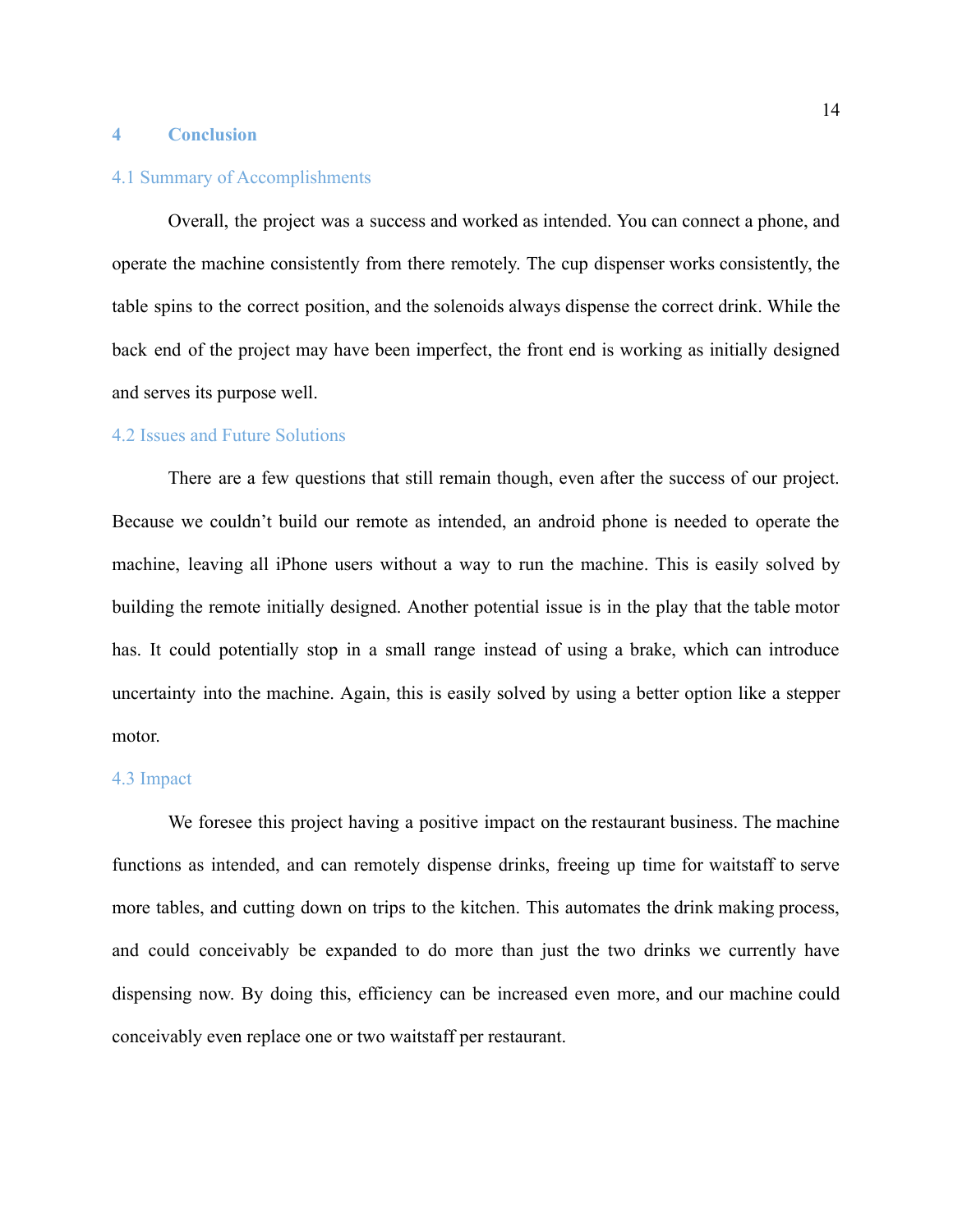# 4 Conclusion

## 4.1 Summary of Accomplishments

Overall, the project was a success and worked as intended. You can connect a phone, and operate the machine consistently from there remotely. The cup dispenser works consistently, the table spins to the correct position, and the solenoids always dispense the correct drink. While the back end of the project may have been imperfect, the front end is working as initially designed and serves its purpose well.

## 4.2 Issues and Future Solutions

There are a few questions that still remain though, even after the success of our project. Because we couldn't build our remote as intended, an android phone is needed to operate the machine, leaving all iPhone users without a way to run the machine. This is easily solved by building the remote initially designed. Another potential issue is in the play that the table motor has. It could potentially stop in a small range instead of using a brake, which can introduce uncertainty into the machine. Again, this is easily solved by using a better option like a stepper motor.

## 4.3 Impact

We foresee this project having a positive impact on the restaurant business. The machine functions as intended, and can remotely dispense drinks, freeing up time for waitstaff to serve more tables, and cutting down on trips to the kitchen. This automates the drink making process, and could conceivably be expanded to do more than just the two drinks we currently have dispensing now. By doing this, efficiency can be increased even more, and our machine could conceivably even replace one or two waitstaff per restaurant.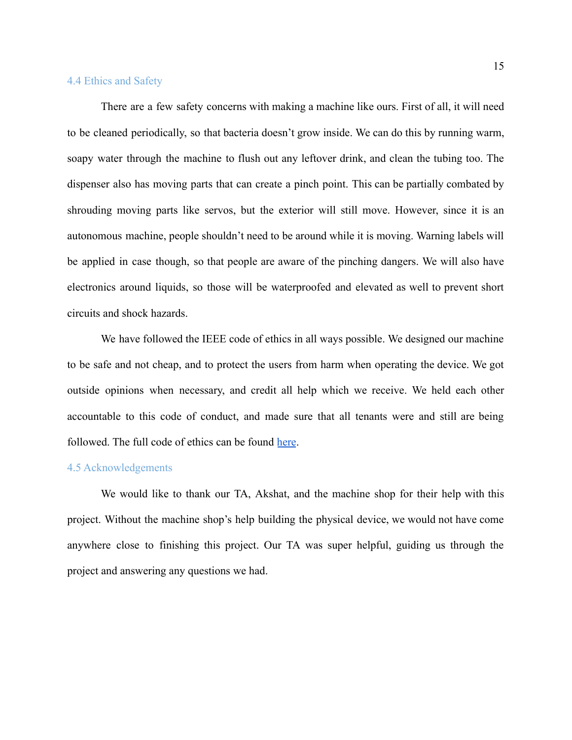### 4.4 Ethics and Safety

There are a few safety concerns with making a machine like ours. First of all, it will need to be cleaned periodically, so that bacteria doesn't grow inside. We can do this by running warm, soapy water through the machine to flush out any leftover drink, and clean the tubing too. The dispenser also has moving parts that can create a pinch point. This can be partially combated by shrouding moving parts like servos, but the exterior will still move. However, since it is an autonomous machine, people shouldn't need to be around while it is moving. Warning labels will be applied in case though, so that people are aware of the pinching dangers. We will also have electronics around liquids, so those will be waterproofed and elevated as well to prevent short circuits and shock hazards.

We have followed the IEEE code of ethics in all ways possible. We designed our machine to be safe and not cheap, and to protect the users from harm when operating the device. We got outside opinions when necessary, and credit all help which we receive. We held each other accountable to this code of conduct, and made sure that all tenants were and still are being followed. The full code of ethics can be found here.

### 4.5 Acknowledgements

We would like to thank our TA, Akshat, and the machine shop for their help with this project. Without the machine shop's help building the physical device, we would not have come anywhere close to finishing this project. Our TA was super helpful, guiding us through the project and answering any questions we had.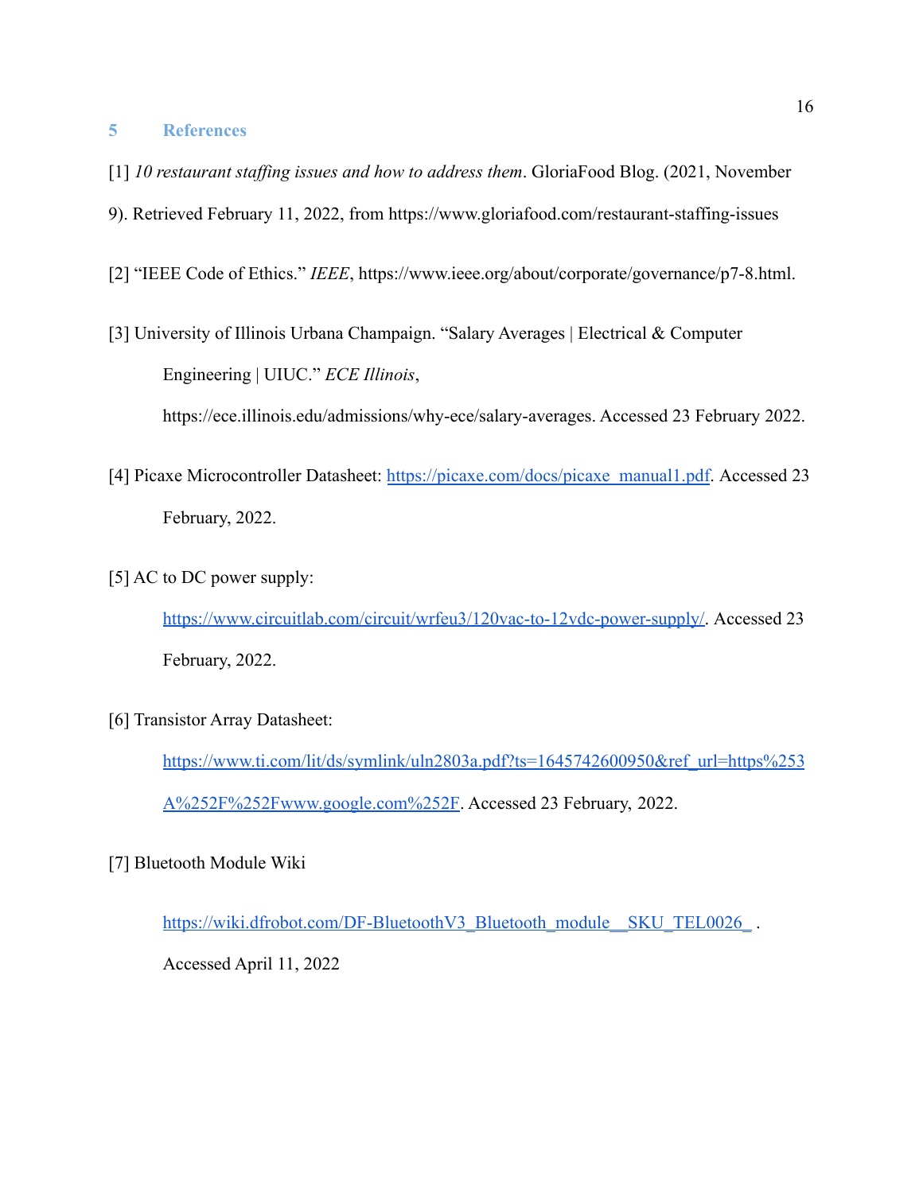## 5 References

[1] *10 restaurant staffing issues and how to address them*. GloriaFood Blog. (2021, November 9). Retrieved February 11, 2022, from https://www.gloriafood.com/restaurant-staffing-issues

[2] "IEEE Code of Ethics." *IEEE*, https://www.ieee.org/about/corporate/governance/p7-8.html.

[3] University of Illinois Urbana Champaign. "Salary Averages | Electrical & Computer Engineering | UIUC." *ECE Illinois*, https://ece.illinois.edu/admissions/why-ece/salary-averages. Accessed 23 February 2022.

[4] Picaxe Microcontroller Datasheet: https://picaxe.com/docs/picaxe_manual1.pdf. Accessed 23 February, 2022.

[5] AC to DC power supply: https://www.circuitlab.com/circuit/wrfeu3/120vac-to-12vdc-power-supply/. Accessed 23 February, 2022.

[6] Transistor Array Datasheet: https://www.ti.com/lit/ds/symlink/uln2803a.pdf?ts=1645742600950&ref_url=https%253A%252F%252Fwww.google.com%252F. Accessed 23 February, 2022.

[7] Bluetooth Module Wiki

https://wiki.dfrobot.com/DF-BluetoothV3_Bluetooth_module__SKU_TEL0026_ . Accessed April 11, 2022